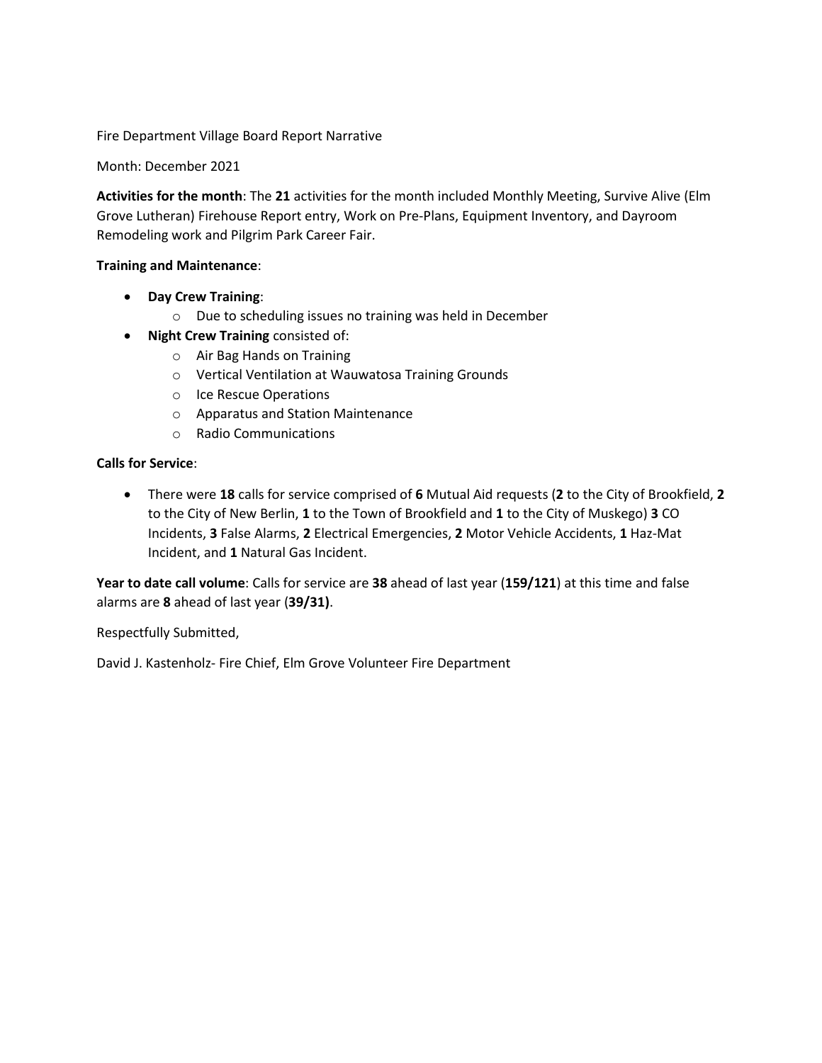Fire Department Village Board Report Narrative

Month: December 2021

**Activities for the month**: The **21** activities for the month included Monthly Meeting, Survive Alive (Elm Grove Lutheran) Firehouse Report entry, Work on Pre-Plans, Equipment Inventory, and Dayroom Remodeling work and Pilgrim Park Career Fair.

**Training and Maintenance**:

- **Day Crew Training**:
    - Due to scheduling issues no training was held in December
- **Night Crew Training** consisted of:
    - Air Bag Hands on Training
    - Vertical Ventilation at Wauwatosa Training Grounds
    - Ice Rescue Operations
    - Apparatus and Station Maintenance
    - Radio Communications

**Calls for Service**:

- There were **18** calls for service comprised of **6** Mutual Aid requests (**2** to the City of Brookfield, **2** to the City of New Berlin, **1** to the Town of Brookfield and **1** to the City of Muskego) **3** CO Incidents, **3** False Alarms, **2** Electrical Emergencies, **2** Motor Vehicle Accidents, **1** Haz-Mat Incident, and **1** Natural Gas Incident.

**Year to date call volume**: Calls for service are **38** ahead of last year (**159/121**) at this time and false alarms are **8** ahead of last year (**39/31)**.

Respectfully Submitted,

David J. Kastenholz- Fire Chief, Elm Grove Volunteer Fire Department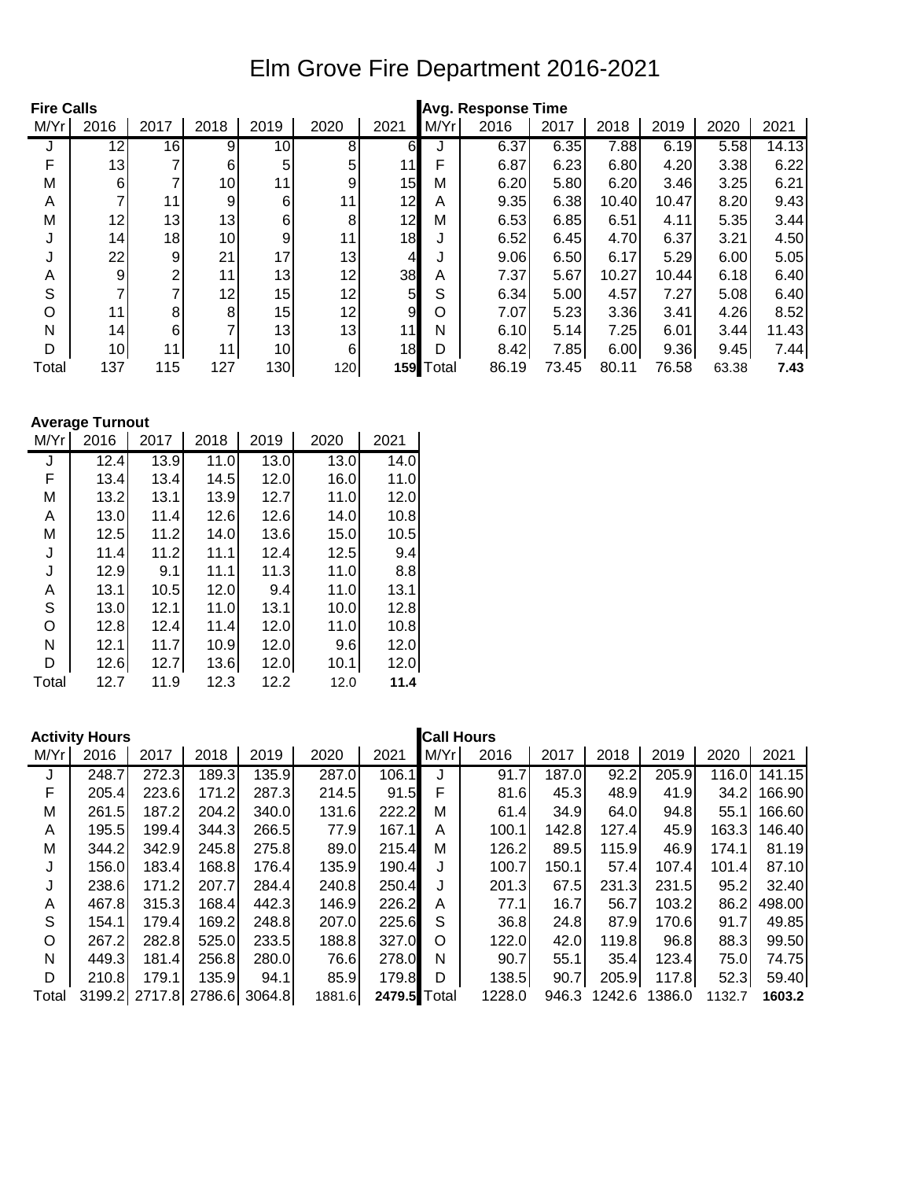# Elm Grove Fire Department 2016-2021

**Fire Calls**

| M/Yr | 2016 | 2017 | 2018 | 2019 | 2020 | 2021 |
|---|---|---|---|---|---|---|
| J | 12 | 16 | 9 | 10 | 8 | 6 |
| F | 13 | 7 | 6 | 5 | 5 | 11 |
| M | 6 | 7 | 10 | 11 | 9 | 15 |
| A | 7 | 11 | 9 | 6 | 11 | 12 |
| M | 12 | 13 | 13 | 6 | 8 | 12 |
| J | 14 | 18 | 10 | 9 | 11 | 18 |
| J | 22 | 9 | 21 | 17 | 13 | 4 |
| A | 9 | 2 | 11 | 13 | 12 | 38 |
| S | 7 | 7 | 12 | 15 | 12 | 5 |
| O | 11 | 8 | 8 | 15 | 12 | 9 |
| N | 14 | 6 | 7 | 13 | 13 | 11 |
| D | 10 | 11 | 11 | 10 | 6 | 18 |
| Total | 137 | 115 | 127 | 130 | 120 | **159** |

**Avg. Response Time**

| M/Yr | 2016 | 2017 | 2018 | 2019 | 2020 | 2021 |
|---|---|---|---|---|---|---|
| J | 6.37 | 6.35 | 7.88 | 6.19 | 5.58 | 14.13 |
| F | 6.87 | 6.23 | 6.80 | 4.20 | 3.38 | 6.22 |
| M | 6.20 | 5.80 | 6.20 | 3.46 | 3.25 | 6.21 |
| A | 9.35 | 6.38 | 10.40 | 10.47 | 8.20 | 9.43 |
| M | 6.53 | 6.85 | 6.51 | 4.11 | 5.35 | 3.44 |
| J | 6.52 | 6.45 | 4.70 | 6.37 | 3.21 | 4.50 |
| J | 9.06 | 6.50 | 6.17 | 5.29 | 6.00 | 5.05 |
| A | 7.37 | 5.67 | 10.27 | 10.44 | 6.18 | 6.40 |
| S | 6.34 | 5.00 | 4.57 | 7.27 | 5.08 | 6.40 |
| O | 7.07 | 5.23 | 3.36 | 3.41 | 4.26 | 8.52 |
| N | 6.10 | 5.14 | 7.25 | 6.01 | 3.44 | 11.43 |
| D | 8.42 | 7.85 | 6.00 | 9.36 | 9.45 | 7.44 |
| Total | 86.19 | 73.45 | 80.11 | 76.58 | 63.38 | **7.43** |

**Average Turnout**

| M/Yr | 2016 | 2017 | 2018 | 2019 | 2020 | 2021 |
|---|---|---|---|---|---|---|
| J | 12.4 | 13.9 | 11.0 | 13.0 | 13.0 | 14.0 |
| F | 13.4 | 13.4 | 14.5 | 12.0 | 16.0 | 11.0 |
| M | 13.2 | 13.1 | 13.9 | 12.7 | 11.0 | 12.0 |
| A | 13.0 | 11.4 | 12.6 | 12.6 | 14.0 | 10.8 |
| M | 12.5 | 11.2 | 14.0 | 13.6 | 15.0 | 10.5 |
| J | 11.4 | 11.2 | 11.1 | 12.4 | 12.5 | 9.4 |
| J | 12.9 | 9.1 | 11.1 | 11.3 | 11.0 | 8.8 |
| A | 13.1 | 10.5 | 12.0 | 9.4 | 11.0 | 13.1 |
| S | 13.0 | 12.1 | 11.0 | 13.1 | 10.0 | 12.8 |
| O | 12.8 | 12.4 | 11.4 | 12.0 | 11.0 | 10.8 |
| N | 12.1 | 11.7 | 10.9 | 12.0 | 9.6 | 12.0 |
| D | 12.6 | 12.7 | 13.6 | 12.0 | 10.1 | 12.0 |
| Total | 12.7 | 11.9 | 12.3 | 12.2 | 12.0 | **11.4** |

**Activity Hours**

| M/Yr | 2016 | 2017 | 2018 | 2019 | 2020 | 2021 |
|---|---|---|---|---|---|---|
| J | 248.7 | 272.3 | 189.3 | 135.9 | 287.0 | 106.1 |
| F | 205.4 | 223.6 | 171.2 | 287.3 | 214.5 | 91.5 |
| M | 261.5 | 187.2 | 204.2 | 340.0 | 131.6 | 222.2 |
| A | 195.5 | 199.4 | 344.3 | 266.5 | 77.9 | 167.1 |
| M | 344.2 | 342.9 | 245.8 | 275.8 | 89.0 | 215.4 |
| J | 156.0 | 183.4 | 168.8 | 176.4 | 135.9 | 190.4 |
| J | 238.6 | 171.2 | 207.7 | 284.4 | 240.8 | 250.4 |
| A | 467.8 | 315.3 | 168.4 | 442.3 | 146.9 | 226.2 |
| S | 154.1 | 179.4 | 169.2 | 248.8 | 207.0 | 225.6 |
| O | 267.2 | 282.8 | 525.0 | 233.5 | 188.8 | 327.0 |
| N | 449.3 | 181.4 | 256.8 | 280.0 | 76.6 | 278.0 |
| D | 210.8 | 179.1 | 135.9 | 94.1 | 85.9 | 179.8 |
| Total | 3199.2 | 2717.8 | 2786.6 | 3064.8 | 1881.6 | **2479.5** |

**Call Hours**

| M/Yr | 2016 | 2017 | 2018 | 2019 | 2020 | 2021 |
|---|---|---|---|---|---|---|
| J | 91.7 | 187.0 | 92.2 | 205.9 | 116.0 | 141.15 |
| F | 81.6 | 45.3 | 48.9 | 41.9 | 34.2 | 166.90 |
| M | 61.4 | 34.9 | 64.0 | 94.8 | 55.1 | 166.60 |
| A | 100.1 | 142.8 | 127.4 | 45.9 | 163.3 | 146.40 |
| M | 126.2 | 89.5 | 115.9 | 46.9 | 174.1 | 81.19 |
| J | 100.7 | 150.1 | 57.4 | 107.4 | 101.4 | 87.10 |
| J | 201.3 | 67.5 | 231.3 | 231.5 | 95.2 | 32.40 |
| A | 77.1 | 16.7 | 56.7 | 103.2 | 86.2 | 498.00 |
| S | 36.8 | 24.8 | 87.9 | 170.6 | 91.7 | 49.85 |
| O | 122.0 | 42.0 | 119.8 | 96.8 | 88.3 | 99.50 |
| N | 90.7 | 55.1 | 35.4 | 123.4 | 75.0 | 74.75 |
| D | 138.5 | 90.7 | 205.9 | 117.8 | 52.3 | 59.40 |
| Total | 1228.0 | 946.3 | 1242.6 | 1386.0 | 1132.7 | **1603.2** |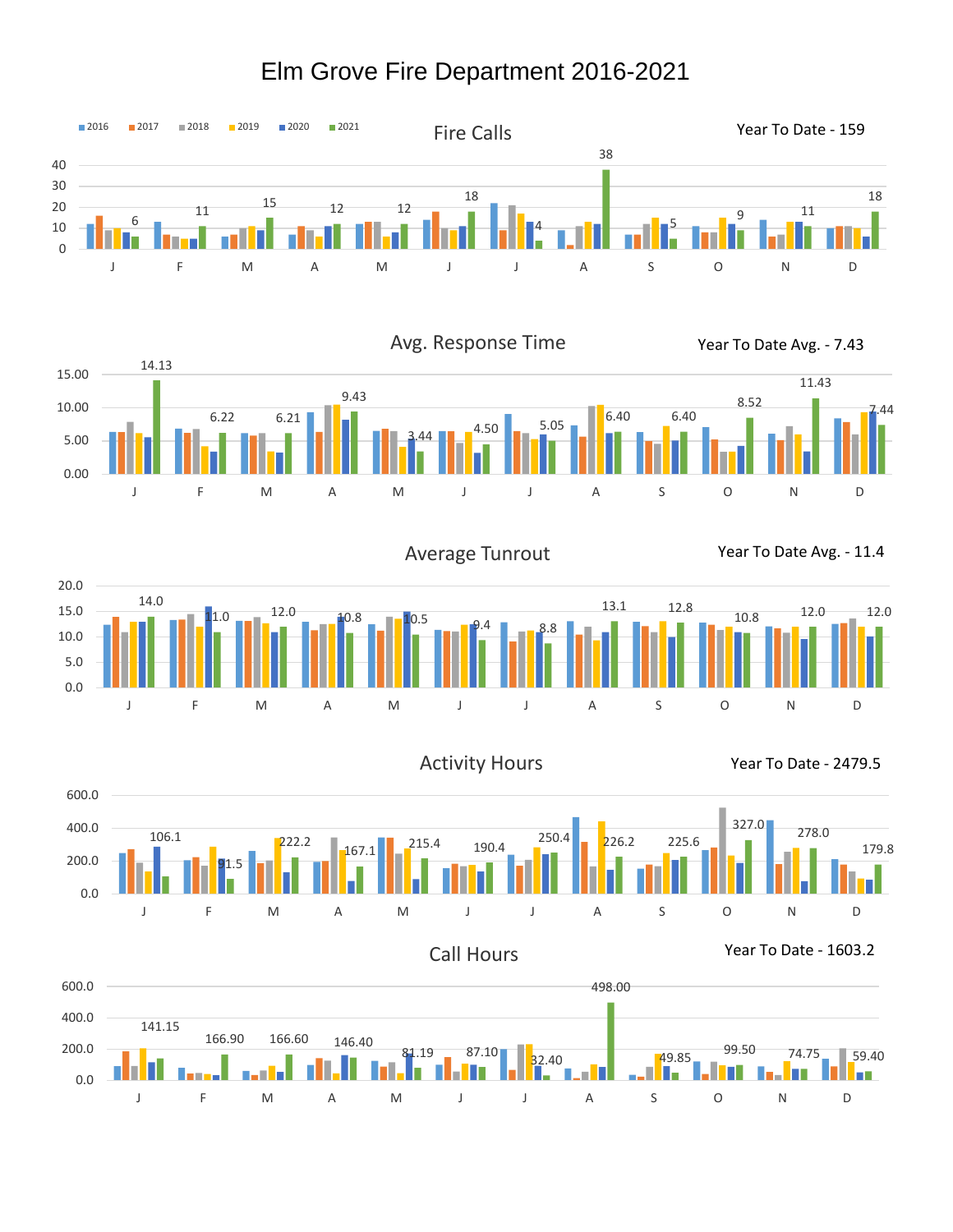# Elm Grove Fire Department 2016-2021

Legend: 2016, 2017, 2018, 2019, 2020, 2021

## Fire Calls

Year To Date - 159

| Month | 2021 |
|---|---|
| J | 6 |
| F | 11 |
| M | 15 |
| A | 12 |
| M | 12 |
| J | 18 |
| J | 4 |
| A | 38 |
| S | 5 |
| O | 9 |
| N | 11 |
| D | 18 |

## Avg. Response Time

Year To Date Avg. - 7.43

| Month | 2021 |
|---|---|
| J | 14.13 |
| F | 6.22 |
| M | 6.21 |
| A | 9.43 |
| M | 3.44 |
| J | 4.50 |
| J | 5.05 |
| A | 6.40 |
| S | 6.40 |
| O | 8.52 |
| N | 11.43 |
| D | 7.44 |

## Average Tunrout

Year To Date Avg. - 11.4

| Month | 2021 |
|---|---|
| J | 14.0 |
| F | 11.0 |
| M | 12.0 |
| A | 10.8 |
| M | 10.5 |
| J | 9.4 |
| J | 8.8 |
| A | 13.1 |
| S | 12.8 |
| O | 10.8 |
| N | 12.0 |
| D | 12.0 |

## Activity Hours

Year To Date - 2479.5

| Month | 2021 |
|---|---|
| J | 106.1 |
| F | 91.5 |
| M | 222.2 |
| A | 167.1 |
| M | 215.4 |
| J | 190.4 |
| J | 250.4 |
| A | 226.2 |
| S | 225.6 |
| O | 327.0 |
| N | 278.0 |
| D | 179.8 |

## Call Hours

Year To Date - 1603.2

| Month | 2021 |
|---|---|
| J | 141.15 |
| F | 166.90 |
| M | 166.60 |
| A | 146.40 |
| M | 81.19 |
| J | 87.10 |
| J | 32.40 |
| A | 498.00 |
| S | 49.85 |
| O | 99.50 |
| N | 74.75 |
| D | 59.40 |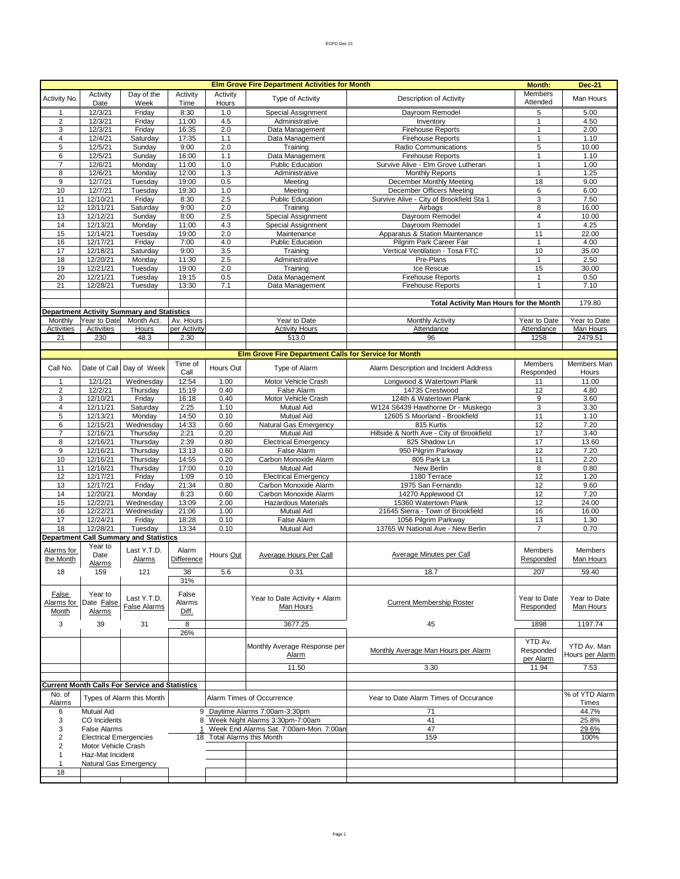## Elm Grove Fire Department Activities for Month

Month: Dec-21

| Activity No. | Activity Date | Day of the Week | Activity Time | Activity Hours | Type of Activity | Description of Activity | Members Attended | Man Hours |
|---|---|---|---|---|---|---|---|---|
| 1 | 12/3/21 | Friday | 8:30 | 1.0 | Special Assignment | Dayroom Remodel | 5 | 5.00 |
| 2 | 12/3/21 | Friday | 11:00 | 4.5 | Administrative | Inventory | 1 | 4.50 |
| 3 | 12/3/21 | Friday | 16:35 | 2.0 | Data Management | Firehouse Reports | 1 | 2.00 |
| 4 | 12/4/21 | Saturday | 17:35 | 1.1 | Data Management | Firehouse Reports | 1 | 1.10 |
| 5 | 12/5/21 | Sunday | 9:00 | 2.0 | Training | Radio Communications | 5 | 10.00 |
| 6 | 12/5/21 | Sunday | 16:00 | 1.1 | Data Management | Firehouse Reports | 1 | 1.10 |
| 7 | 12/6/21 | Monday | 11:00 | 1.0 | Public Education | Survive Alive - Elm Grove Lutheran | 1 | 1.00 |
| 8 | 12/6/21 | Monday | 12:00 | 1.3 | Administrative | Monthly Reports | 1 | 1.25 |
| 9 | 12/7/21 | Tuesday | 19:00 | 0.5 | Meeting | December Monthly Meeting | 18 | 9.00 |
| 10 | 12/7/21 | Tuesday | 19:30 | 1.0 | Meeting | December Officers Meeting | 6 | 6.00 |
| 11 | 12/10/21 | Friday | 8:30 | 2.5 | Public Education | Survive Alive - City of Brookfield Sta 1 | 3 | 7.50 |
| 12 | 12/11/21 | Saturday | 9:00 | 2.0 | Training | Airbags | 8 | 16.00 |
| 13 | 12/12/21 | Sunday | 8:00 | 2.5 | Special Assignment | Dayroom Remodel | 4 | 10.00 |
| 14 | 12/13/21 | Monday | 11:00 | 4.3 | Special Assignment | Dayroom Remodel | 1 | 4.25 |
| 15 | 12/14/21 | Tuesday | 19:00 | 2.0 | Maintenance | Apparatus & Station Maintenance | 11 | 22.00 |
| 16 | 12/17/21 | Friday | 7:00 | 4.0 | Public Education | Pilgrim Park Career Fair | 1 | 4.00 |
| 17 | 12/18/21 | Saturday | 9:00 | 3.5 | Training | Vertical Ventilation - Tosa FTC | 10 | 35.00 |
| 18 | 12/20/21 | Monday | 11:30 | 2.5 | Administrative | Pre-Plans | 1 | 2.50 |
| 19 | 12/21/21 | Tuesday | 19:00 | 2.0 | Training | Ice Rescue | 15 | 30.00 |
| 20 | 12/21/21 | Tuesday | 19:15 | 0.5 | Data Management | Firehouse Reports | 1 | 0.50 |
| 21 | 12/28/21 | Tuesday | 13:30 | 7.1 | Data Management | Firehouse Reports | 1 | 7.10 |
| | | | | | | Total Activity Man Hours for the Month | | 179.80 |

### Department Activity Summary and Statistics

| Monthly Activities | Year to Date Activities | Month Act. Hours | Av. Hours per Activity | | Year to Date Activity Hours | Monthly Activity Attendance | Year to Date Attendance | Year to Date Man Hours |
|---|---|---|---|---|---|---|---|---|
| 21 | 230 | 48.3 | 2.30 | | 513.0 | 96 | 1258 | 2479.51 |

## Elm Grove Fire Department Calls for Service for Month

| Call No. | Date of Call | Day of Week | Time of Call | Hours Out | Type of Alarm | Alarm Description and Incident Address | Members Responded | Members Man Hours |
|---|---|---|---|---|---|---|---|---|
| 1 | 12/1/21 | Wednesday | 12:54 | 1.00 | Motor Vehicle Crash | Longwood & Watertown Plank | 11 | 11.00 |
| 2 | 12/2/21 | Thursday | 15:19 | 0.40 | False Alarm | 14735 Crestwood | 12 | 4.80 |
| 3 | 12/10/21 | Friday | 16:18 | 0.40 | Motor Vehicle Crash | 124th & Watertown Plank | 9 | 3.60 |
| 4 | 12/11/21 | Saturday | 2:25 | 1.10 | Mutual Aid | W124 S6439 Hawthorne Dr - Muskego | 3 | 3.30 |
| 5 | 12/13/21 | Monday | 14:50 | 0.10 | Mutual Aid | 12605 S Moorland - Brookfield | 11 | 1.10 |
| 6 | 12/15/21 | Wednesday | 14:33 | 0.60 | Natural Gas Emergency | 815 Kurtis | 12 | 7.20 |
| 7 | 12/16/21 | Thursday | 2:21 | 0.20 | Mutual Aid | Hillside & North Ave - City of Brookfield | 17 | 3.40 |
| 8 | 12/16/21 | Thursday | 2:39 | 0.80 | Electrical Emergency | 825 Shadow Ln | 17 | 13.60 |
| 9 | 12/16/21 | Thursday | 13:13 | 0.60 | False Alarm | 950 Pilgrim Parkway | 12 | 7.20 |
| 10 | 12/16/21 | Thursday | 14:55 | 0.20 | Carbon Monoxide Alarm | 805 Park La | 11 | 2.20 |
| 11 | 12/16/21 | Thursday | 17:00 | 0.10 | Mutual Aid | New Berlin | 8 | 0.80 |
| 12 | 12/17/21 | Friday | 1:09 | 0.10 | Electrical Emergency | 1180 Terrace | 12 | 1.20 |
| 13 | 12/17/21 | Friday | 21:34 | 0.80 | Carbon Monoxide Alarm | 1975 San Fernando | 12 | 9.60 |
| 14 | 12/20/21 | Monday | 8:23 | 0.60 | Carbon Monoxide Alarm | 14270 Applewood Ct | 12 | 7.20 |
| 15 | 12/22/21 | Wednesday | 13:09 | 2.00 | Hazardous Materials | 15360 Watertown Plank | 12 | 24.00 |
| 16 | 12/22/21 | Wednesday | 21:06 | 1.00 | Mutual Aid | 21645 Sierra - Town of Brookfield | 16 | 16.00 |
| 17 | 12/24/21 | Friday | 18:28 | 0.10 | False Alarm | 1056 Pilgrim Parkway | 13 | 1.30 |
| 18 | 12/28/21 | Tuesday | 13:34 | 0.10 | Mutual Aid | 13765 W National Ave - New Berlin | 7 | 0.70 |

### Department Call Summary and Statistics

| Alarms for the Month | Year to Date Alarms | Last Y.T.D. Alarms | Alarm Difference | Hours Out | Average Hours Per Call | Average Minutes per Call | Members Responded | Members Man Hours |
|---|---|---|---|---|---|---|---|---|
| 18 | 159 | 121 | 38 | 5.6 | 0.31 | 18.7 | 207 | 59.40 |
| | | | 31% | | | | | |
| **False Alarms for Month** | **Year to Date False Alarms** | **Last Y.T.D. False Alarms** | **False Alarms Diff.** | | **Year to Date Activity + Alarm Man Hours** | **Current Membership Roster** | **Year to Date Responded** | **Year to Date Man Hours** |
| 3 | 39 | 31 | 8 | | 3677.25 | 45 | 1898 | 1197.74 |
| | | | 26% | | | | | |
| | | | | | **Monthly Average Response per Alarm** | **Monthly Average Man Hours per Alarm** | **YTD Av. Responded per Alarm** | **YTD Av. Man Hours per Alarm** |
| | | | | | 11.50 | 3.30 | 11.94 | 7.53 |

### Current Month Calls For Service and Statistics

| No. of Alarms | Types of Alarm this Month | | Alarm Times of Occurrence | Year to Date Alarm Times of Occurance | % of YTD Alarm Times |
|---|---|---|---|---|---|
| 6 | Mutual Aid | 9 | Daytime Alarms 7:00am-3:30pm | 71 | 44.7% |
| 3 | CO Incidents | 8 | Week Night Alarms 3:30pm-7:00am | 41 | 25.8% |
| 3 | False Alarms | 1 | Week End Alarms Sat. 7:00am-Mon. 7:00an | 47 | 29.6% |
| 2 | Electrical Emergencies | 18 | Total Alarms this Month | 159 | 100% |
| 2 | Motor Vehicle Crash | | | | |
| 1 | Haz-Mat Incident | | | | |
| 1 | Natural Gas Emergency | | | | |
| 18 | | | | | |